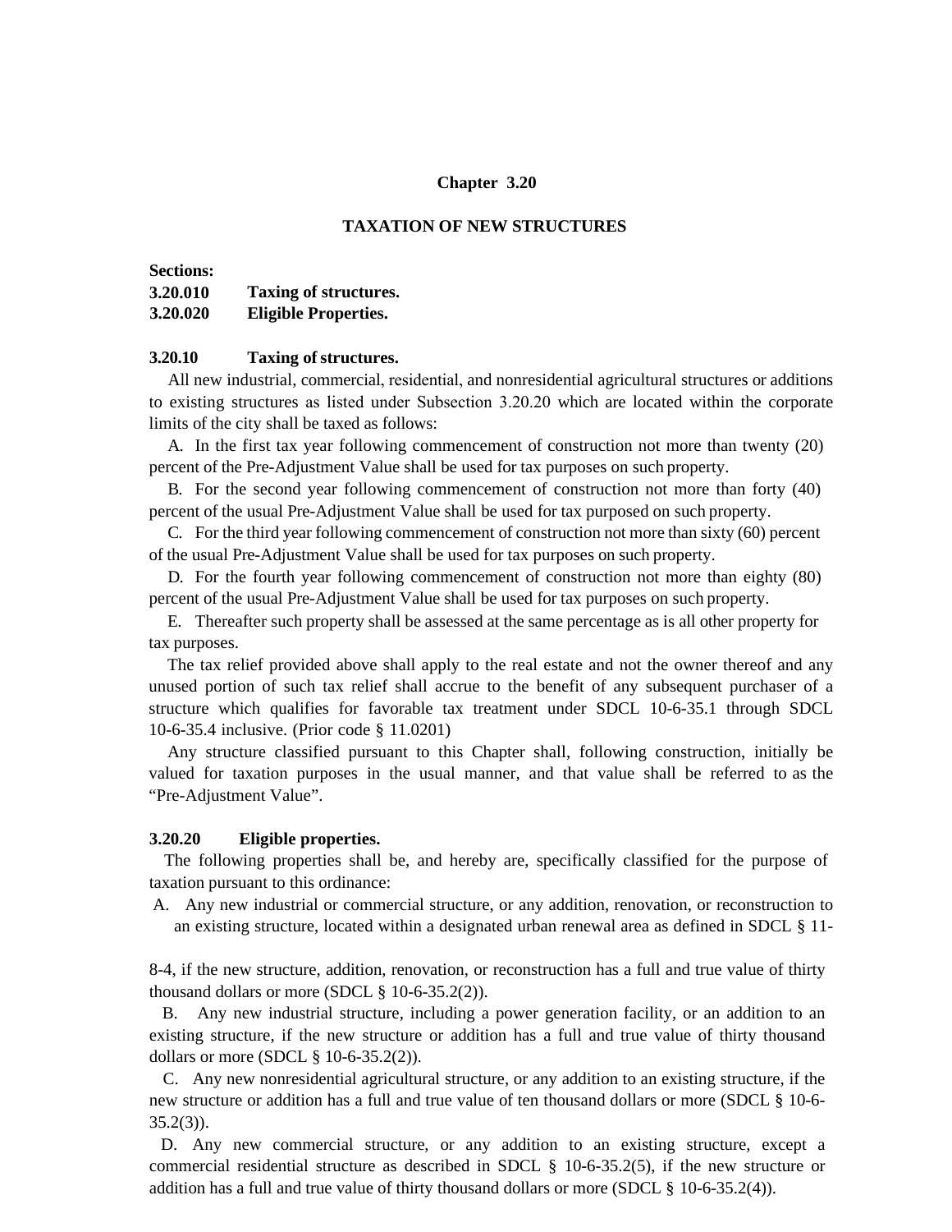# Chapter 3.20

## TAXATION OF NEW STRUCTURES

**Sections:**

**3.20.010 Taxing of structures.**
**3.20.020 Eligible Properties.**

### 3.20.10 Taxing of structures.

All new industrial, commercial, residential, and nonresidential agricultural structures or additions to existing structures as listed under Subsection 3.20.20 which are located within the corporate limits of the city shall be taxed as follows:

A. In the first tax year following commencement of construction not more than twenty (20) percent of the Pre-Adjustment Value shall be used for tax purposes on such property.

B. For the second year following commencement of construction not more than forty (40) percent of the usual Pre-Adjustment Value shall be used for tax purposed on such property.

C. For the third year following commencement of construction not more than sixty (60) percent of the usual Pre-Adjustment Value shall be used for tax purposes on such property.

D. For the fourth year following commencement of construction not more than eighty (80) percent of the usual Pre-Adjustment Value shall be used for tax purposes on such property.

E. Thereafter such property shall be assessed at the same percentage as is all other property for tax purposes.

The tax relief provided above shall apply to the real estate and not the owner thereof and any unused portion of such tax relief shall accrue to the benefit of any subsequent purchaser of a structure which qualifies for favorable tax treatment under SDCL 10-6-35.1 through SDCL 10-6-35.4 inclusive. (Prior code § 11.0201)

Any structure classified pursuant to this Chapter shall, following construction, initially be valued for taxation purposes in the usual manner, and that value shall be referred to as the "Pre-Adjustment Value".

### 3.20.20 Eligible properties.

The following properties shall be, and hereby are, specifically classified for the purpose of taxation pursuant to this ordinance:

A. Any new industrial or commercial structure, or any addition, renovation, or reconstruction to an existing structure, located within a designated urban renewal area as defined in SDCL § 11-8-4, if the new structure, addition, renovation, or reconstruction has a full and true value of thirty thousand dollars or more (SDCL § 10-6-35.2(2)).

B. Any new industrial structure, including a power generation facility, or an addition to an existing structure, if the new structure or addition has a full and true value of thirty thousand dollars or more (SDCL § 10-6-35.2(2)).

C. Any new nonresidential agricultural structure, or any addition to an existing structure, if the new structure or addition has a full and true value of ten thousand dollars or more (SDCL § 10-6-35.2(3)).

D. Any new commercial structure, or any addition to an existing structure, except a commercial residential structure as described in SDCL § 10-6-35.2(5), if the new structure or addition has a full and true value of thirty thousand dollars or more (SDCL § 10-6-35.2(4)).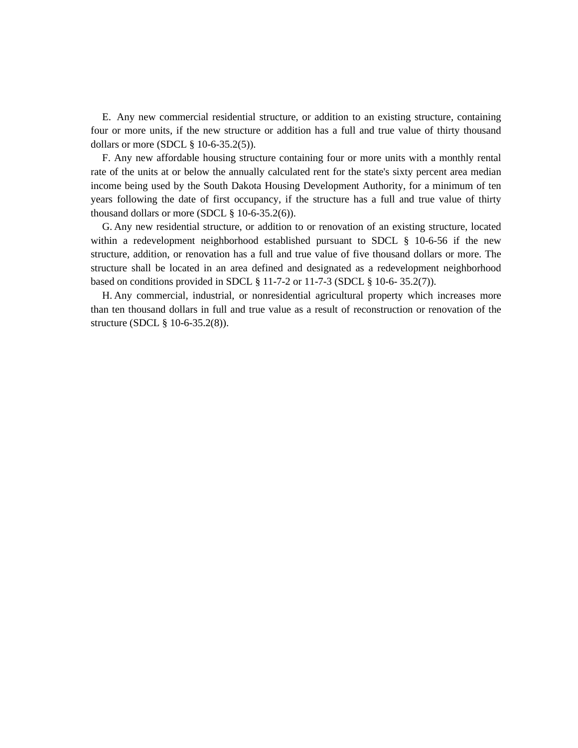E. Any new commercial residential structure, or addition to an existing structure, containing four or more units, if the new structure or addition has a full and true value of thirty thousand dollars or more (SDCL § 10-6-35.2(5)).

F. Any new affordable housing structure containing four or more units with a monthly rental rate of the units at or below the annually calculated rent for the state's sixty percent area median income being used by the South Dakota Housing Development Authority, for a minimum of ten years following the date of first occupancy, if the structure has a full and true value of thirty thousand dollars or more (SDCL § 10-6-35.2(6)).

G. Any new residential structure, or addition to or renovation of an existing structure, located within a redevelopment neighborhood established pursuant to SDCL § 10-6-56 if the new structure, addition, or renovation has a full and true value of five thousand dollars or more. The structure shall be located in an area defined and designated as a redevelopment neighborhood based on conditions provided in SDCL § 11-7-2 or 11-7-3 (SDCL § 10-6- 35.2(7)).

H. Any commercial, industrial, or nonresidential agricultural property which increases more than ten thousand dollars in full and true value as a result of reconstruction or renovation of the structure (SDCL § 10-6-35.2(8)).